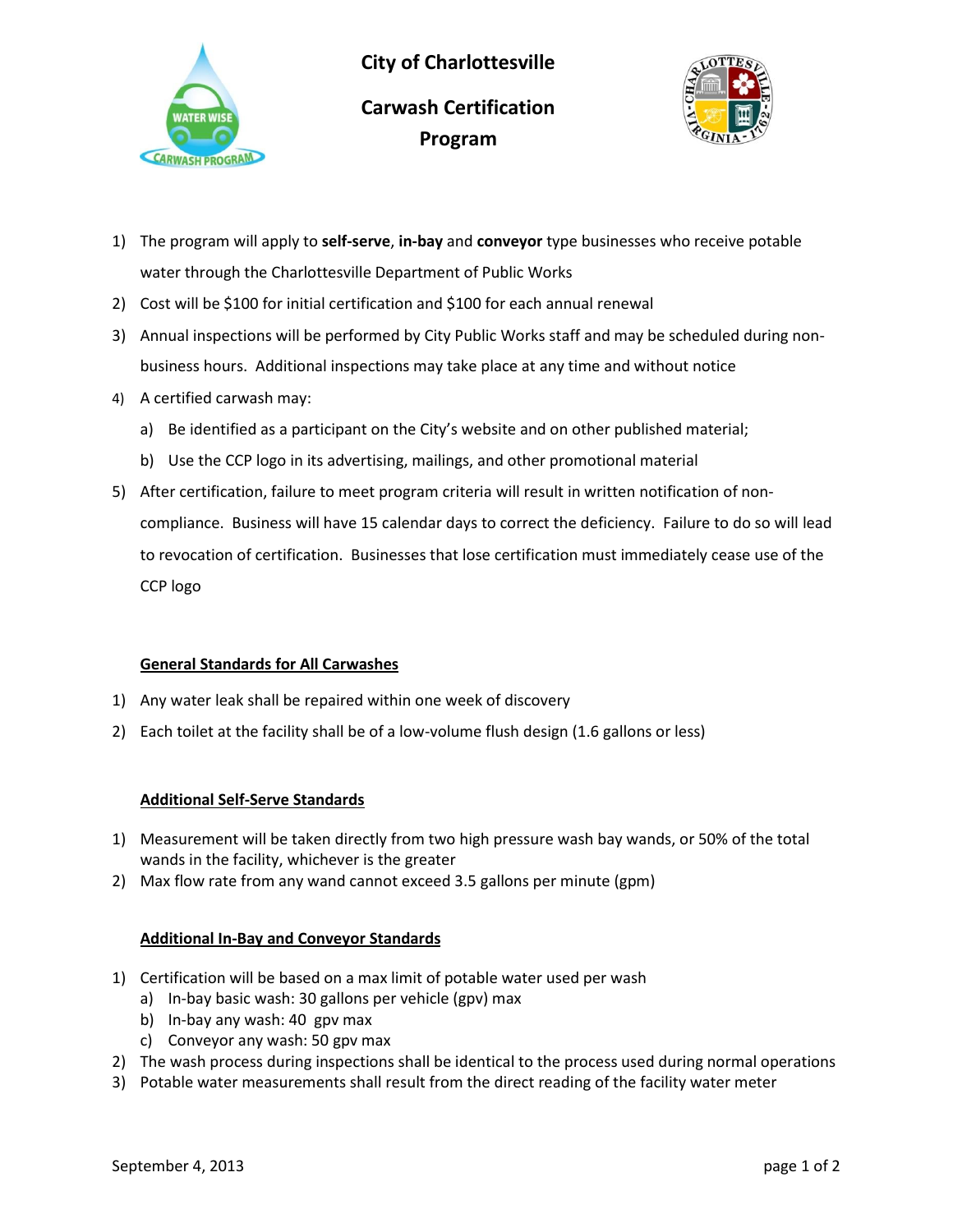# City of Charlottesville

## Carwash Certification Program

1) The program will apply to **self-serve**, **in-bay** and **conveyor** type businesses who receive potable water through the Charlottesville Department of Public Works
2) Cost will be $100 for initial certification and $100 for each annual renewal
3) Annual inspections will be performed by City Public Works staff and may be scheduled during non-business hours. Additional inspections may take place at any time and without notice
4) A certified carwash may:
   a) Be identified as a participant on the City's website and on other published material;
   b) Use the CCP logo in its advertising, mailings, and other promotional material
5) After certification, failure to meet program criteria will result in written notification of non-compliance. Business will have 15 calendar days to correct the deficiency. Failure to do so will lead to revocation of certification. Businesses that lose certification must immediately cease use of the CCP logo

### General Standards for All Carwashes

1) Any water leak shall be repaired within one week of discovery
2) Each toilet at the facility shall be of a low-volume flush design (1.6 gallons or less)

### Additional Self-Serve Standards

1) Measurement will be taken directly from two high pressure wash bay wands, or 50% of the total wands in the facility, whichever is the greater
2) Max flow rate from any wand cannot exceed 3.5 gallons per minute (gpm)

### Additional In-Bay and Conveyor Standards

1) Certification will be based on a max limit of potable water used per wash
   a) In-bay basic wash: 30 gallons per vehicle (gpv) max
   b) In-bay any wash: 40 gpv max
   c) Conveyor any wash: 50 gpv max
2) The wash process during inspections shall be identical to the process used during normal operations
3) Potable water measurements shall result from the direct reading of the facility water meter

September 4, 2013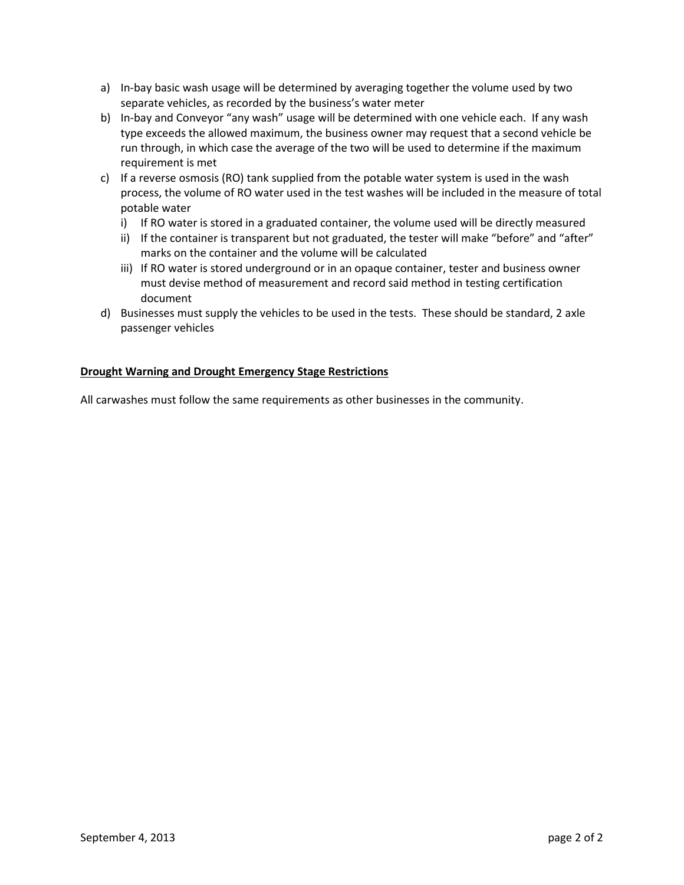a) In-bay basic wash usage will be determined by averaging together the volume used by two separate vehicles, as recorded by the business's water meter
b) In-bay and Conveyor "any wash" usage will be determined with one vehicle each. If any wash type exceeds the allowed maximum, the business owner may request that a second vehicle be run through, in which case the average of the two will be used to determine if the maximum requirement is met
c) If a reverse osmosis (RO) tank supplied from the potable water system is used in the wash process, the volume of RO water used in the test washes will be included in the measure of total potable water
   i) If RO water is stored in a graduated container, the volume used will be directly measured
   ii) If the container is transparent but not graduated, the tester will make "before" and "after" marks on the container and the volume will be calculated
   iii) If RO water is stored underground or in an opaque container, tester and business owner must devise method of measurement and record said method in testing certification document
d) Businesses must supply the vehicles to be used in the tests. These should be standard, 2 axle passenger vehicles

**<u>Drought Warning and Drought Emergency Stage Restrictions</u>**

All carwashes must follow the same requirements as other businesses in the community.

September 4, 2013